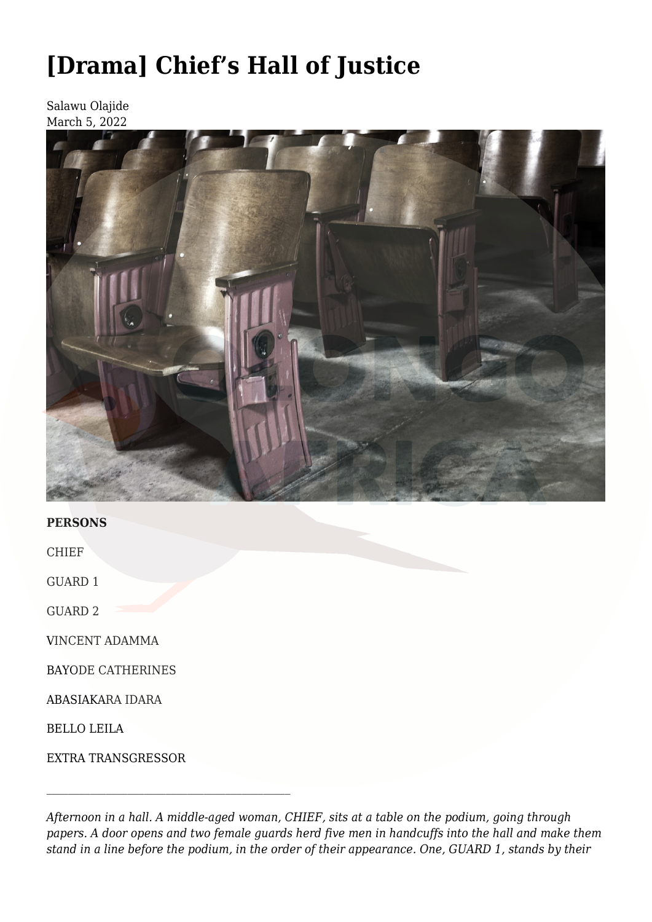# [Drama] Chief's Hall of Justice

Salawu Olajide
March 5, 2022

**PERSONS**

CHIEF

GUARD 1

GUARD 2

VINCENT ADAMMA

BAYODE CATHERINES

ABASIAKARA IDARA

BELLO LEILA

EXTRA TRANSGRESSOR

---

*Afternoon in a hall. A middle-aged woman, CHIEF, sits at a table on the podium, going through papers. A door opens and two female guards herd five men in handcuffs into the hall and make them stand in a line before the podium, in the order of their appearance. One, GUARD 1, stands by their*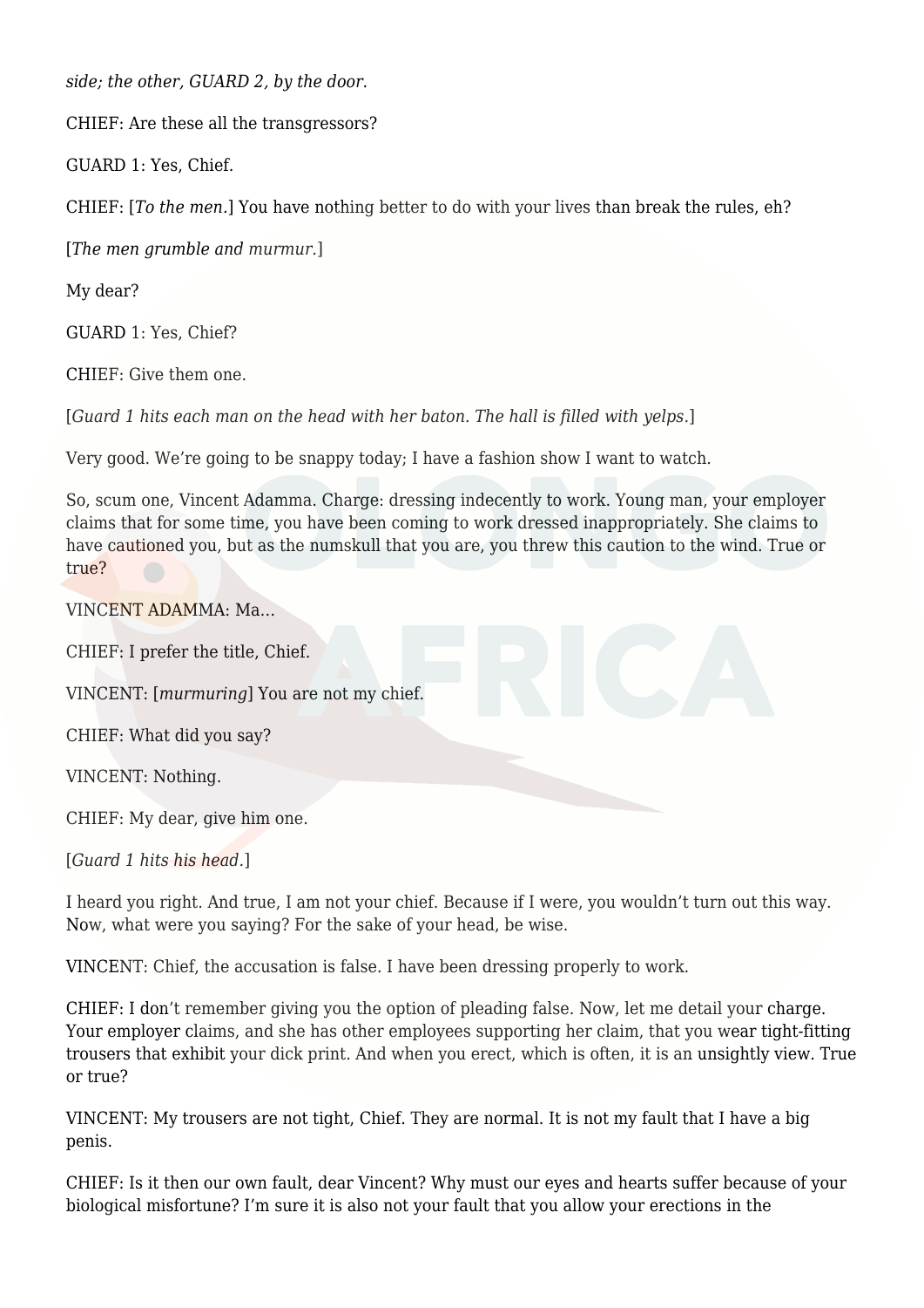*side; the other, GUARD 2, by the door.*

CHIEF: Are these all the transgressors?

GUARD 1: Yes, Chief.

CHIEF: [*To the men.*] You have nothing better to do with your lives than break the rules, eh?

[*The men grumble and murmur.*]

My dear?

GUARD 1: Yes, Chief?

CHIEF: Give them one.

[*Guard 1 hits each man on the head with her baton. The hall is filled with yelps.*]

Very good. We're going to be snappy today; I have a fashion show I want to watch.

So, scum one, Vincent Adamma. Charge: dressing indecently to work. Young man, your employer claims that for some time, you have been coming to work dressed inappropriately. She claims to have cautioned you, but as the numskull that you are, you threw this caution to the wind. True or true?

VINCENT ADAMMA: Ma...

CHIEF: I prefer the title, Chief.

VINCENT: [*murmuring*] You are not my chief.

CHIEF: What did you say?

VINCENT: Nothing.

CHIEF: My dear, give him one.

[*Guard 1 hits his head.*]

I heard you right. And true, I am not your chief. Because if I were, you wouldn't turn out this way. Now, what were you saying? For the sake of your head, be wise.

VINCENT: Chief, the accusation is false. I have been dressing properly to work.

CHIEF: I don't remember giving you the option of pleading false. Now, let me detail your charge. Your employer claims, and she has other employees supporting her claim, that you wear tight-fitting trousers that exhibit your dick print. And when you erect, which is often, it is an unsightly view. True or true?

VINCENT: My trousers are not tight, Chief. They are normal. It is not my fault that I have a big penis.

CHIEF: Is it then our own fault, dear Vincent? Why must our eyes and hearts suffer because of your biological misfortune? I'm sure it is also not your fault that you allow your erections in the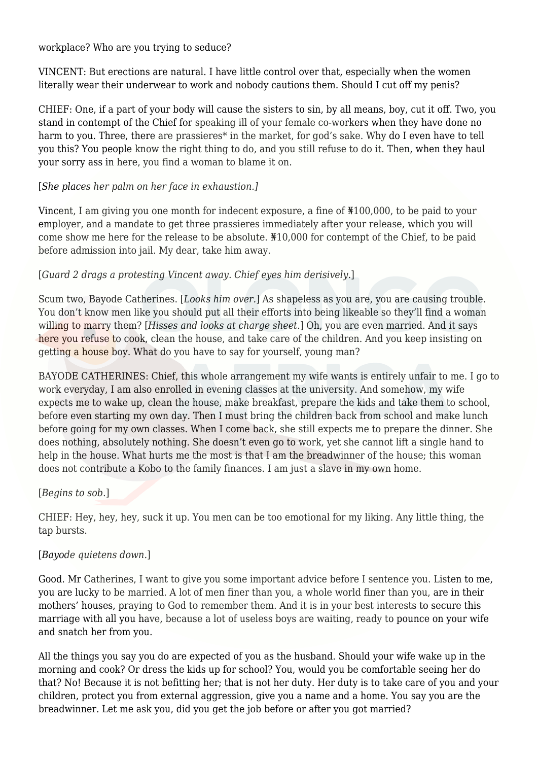workplace? Who are you trying to seduce?

VINCENT: But erections are natural. I have little control over that, especially when the women literally wear their underwear to work and nobody cautions them. Should I cut off my penis?

CHIEF: One, if a part of your body will cause the sisters to sin, by all means, boy, cut it off. Two, you stand in contempt of the Chief for speaking ill of your female co-workers when they have done no harm to you. Three, there are prassieres* in the market, for god's sake. Why do I even have to tell you this? You people know the right thing to do, and you still refuse to do it. Then, when they haul your sorry ass in here, you find a woman to blame it on.

[*She places her palm on her face in exhaustion.]*

Vincent, I am giving you one month for indecent exposure, a fine of ₦100,000, to be paid to your employer, and a mandate to get three prassieres immediately after your release, which you will come show me here for the release to be absolute. ₦10,000 for contempt of the Chief, to be paid before admission into jail. My dear, take him away.

[*Guard 2 drags a protesting Vincent away. Chief eyes him derisively.*]

Scum two, Bayode Catherines. [*Looks him over.*] As shapeless as you are, you are causing trouble. You don't know men like you should put all their efforts into being likeable so they'll find a woman willing to marry them? [*Hisses and looks at charge sheet.*] Oh, you are even married. And it says here you refuse to cook, clean the house, and take care of the children. And you keep insisting on getting a house boy. What do you have to say for yourself, young man?

BAYODE CATHERINES: Chief, this whole arrangement my wife wants is entirely unfair to me. I go to work everyday, I am also enrolled in evening classes at the university. And somehow, my wife expects me to wake up, clean the house, make breakfast, prepare the kids and take them to school, before even starting my own day. Then I must bring the children back from school and make lunch before going for my own classes. When I come back, she still expects me to prepare the dinner. She does nothing, absolutely nothing. She doesn't even go to work, yet she cannot lift a single hand to help in the house. What hurts me the most is that I am the breadwinner of the house; this woman does not contribute a Kobo to the family finances. I am just a slave in my own home.

[*Begins to sob.*]

CHIEF: Hey, hey, hey, suck it up. You men can be too emotional for my liking. Any little thing, the tap bursts.

[*Bayode quietens down.*]

Good. Mr Catherines, I want to give you some important advice before I sentence you. Listen to me, you are lucky to be married. A lot of men finer than you, a whole world finer than you, are in their mothers' houses, praying to God to remember them. And it is in your best interests to secure this marriage with all you have, because a lot of useless boys are waiting, ready to pounce on your wife and snatch her from you.

All the things you say you do are expected of you as the husband. Should your wife wake up in the morning and cook? Or dress the kids up for school? You, would you be comfortable seeing her do that? No! Because it is not befitting her; that is not her duty. Her duty is to take care of you and your children, protect you from external aggression, give you a name and a home. You say you are the breadwinner. Let me ask you, did you get the job before or after you got married?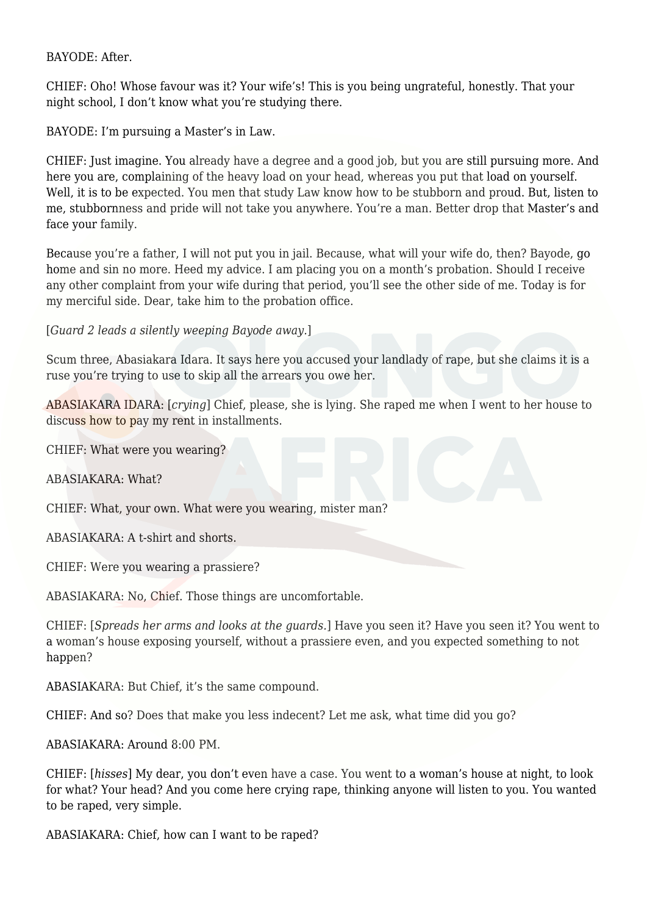BAYODE: After.

CHIEF: Oho! Whose favour was it? Your wife's! This is you being ungrateful, honestly. That your night school, I don't know what you're studying there.

BAYODE: I'm pursuing a Master's in Law.

CHIEF: Just imagine. You already have a degree and a good job, but you are still pursuing more. And here you are, complaining of the heavy load on your head, whereas you put that load on yourself. Well, it is to be expected. You men that study Law know how to be stubborn and proud. But, listen to me, stubbornness and pride will not take you anywhere. You're a man. Better drop that Master's and face your family.

Because you're a father, I will not put you in jail. Because, what will your wife do, then? Bayode, go home and sin no more. Heed my advice. I am placing you on a month's probation. Should I receive any other complaint from your wife during that period, you'll see the other side of me. Today is for my merciful side. Dear, take him to the probation office.

[*Guard 2 leads a silently weeping Bayode away.*]

Scum three, Abasiakara Idara. It says here you accused your landlady of rape, but she claims it is a ruse you're trying to use to skip all the arrears you owe her.

ABASIAKARA IDARA: [*crying*] Chief, please, she is lying. She raped me when I went to her house to discuss how to pay my rent in installments.

CHIEF: What were you wearing?

ABASIAKARA: What?

CHIEF: What, your own. What were you wearing, mister man?

ABASIAKARA: A t-shirt and shorts.

CHIEF: Were you wearing a prassiere?

ABASIAKARA: No, Chief. Those things are uncomfortable.

CHIEF: [*Spreads her arms and looks at the guards.*] Have you seen it? Have you seen it? You went to a woman's house exposing yourself, without a prassiere even, and you expected something to not happen?

ABASIAKARA: But Chief, it's the same compound.

CHIEF: And so? Does that make you less indecent? Let me ask, what time did you go?

ABASIAKARA: Around 8:00 PM.

CHIEF: [*hisses*] My dear, you don't even have a case. You went to a woman's house at night, to look for what? Your head? And you come here crying rape, thinking anyone will listen to you. You wanted to be raped, very simple.

ABASIAKARA: Chief, how can I want to be raped?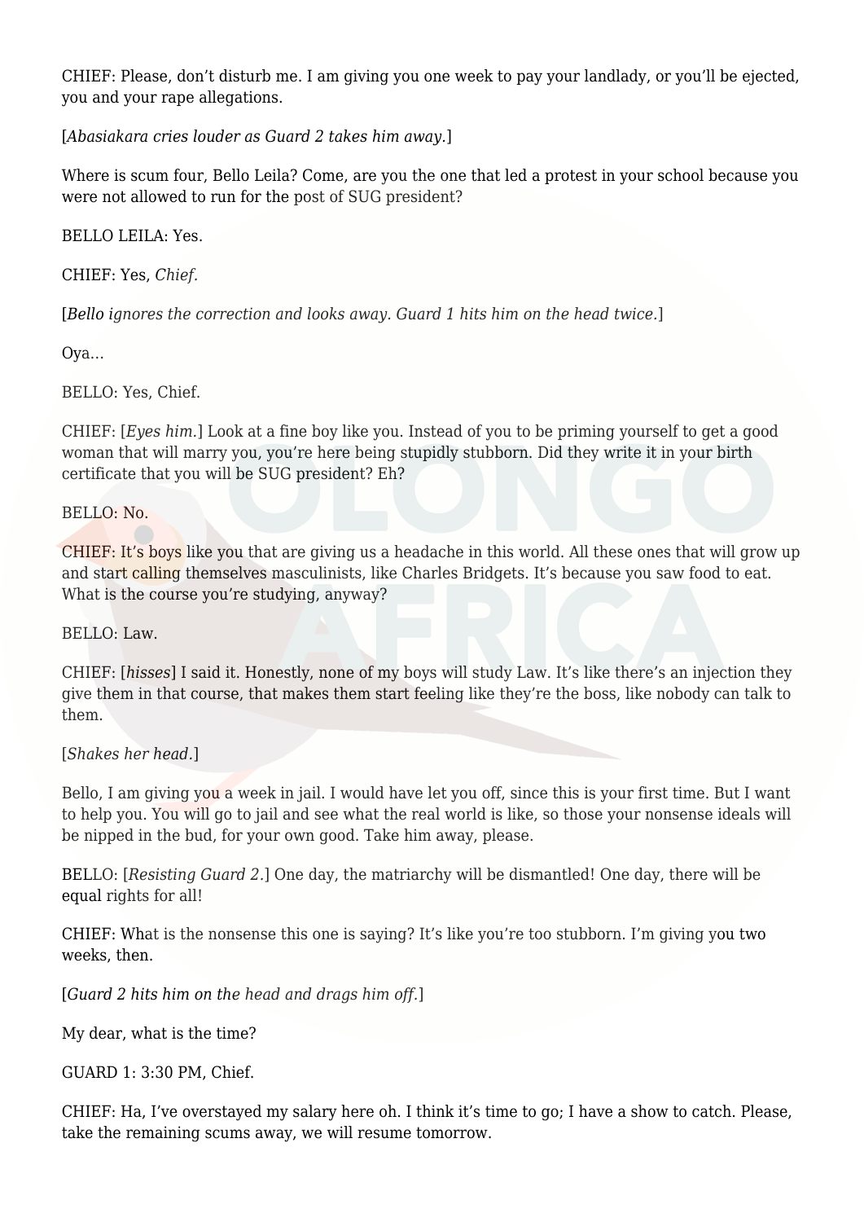CHIEF: Please, don't disturb me. I am giving you one week to pay your landlady, or you'll be ejected, you and your rape allegations.

[*Abasiakara cries louder as Guard 2 takes him away.*]

Where is scum four, Bello Leila? Come, are you the one that led a protest in your school because you were not allowed to run for the post of SUG president?

BELLO LEILA: Yes.

CHIEF: Yes, *Chief.*

[*Bello ignores the correction and looks away. Guard 1 hits him on the head twice.*]

Oya…

BELLO: Yes, Chief.

CHIEF: [*Eyes him.*] Look at a fine boy like you. Instead of you to be priming yourself to get a good woman that will marry you, you're here being stupidly stubborn. Did they write it in your birth certificate that you will be SUG president? Eh?

BELLO: No.

CHIEF: It's boys like you that are giving us a headache in this world. All these ones that will grow up and start calling themselves masculinists, like Charles Bridgets. It's because you saw food to eat. What is the course you're studying, anyway?

BELLO: Law.

CHIEF: [*hisses*] I said it. Honestly, none of my boys will study Law. It's like there's an injection they give them in that course, that makes them start feeling like they're the boss, like nobody can talk to them.

[*Shakes her head.*]

Bello, I am giving you a week in jail. I would have let you off, since this is your first time. But I want to help you. You will go to jail and see what the real world is like, so those your nonsense ideals will be nipped in the bud, for your own good. Take him away, please.

BELLO: [*Resisting Guard 2.*] One day, the matriarchy will be dismantled! One day, there will be equal rights for all!

CHIEF: What is the nonsense this one is saying? It's like you're too stubborn. I'm giving you two weeks, then.

[*Guard 2 hits him on the head and drags him off.*]

My dear, what is the time?

GUARD 1: 3:30 PM, Chief.

CHIEF: Ha, I've overstayed my salary here oh. I think it's time to go; I have a show to catch. Please, take the remaining scums away, we will resume tomorrow.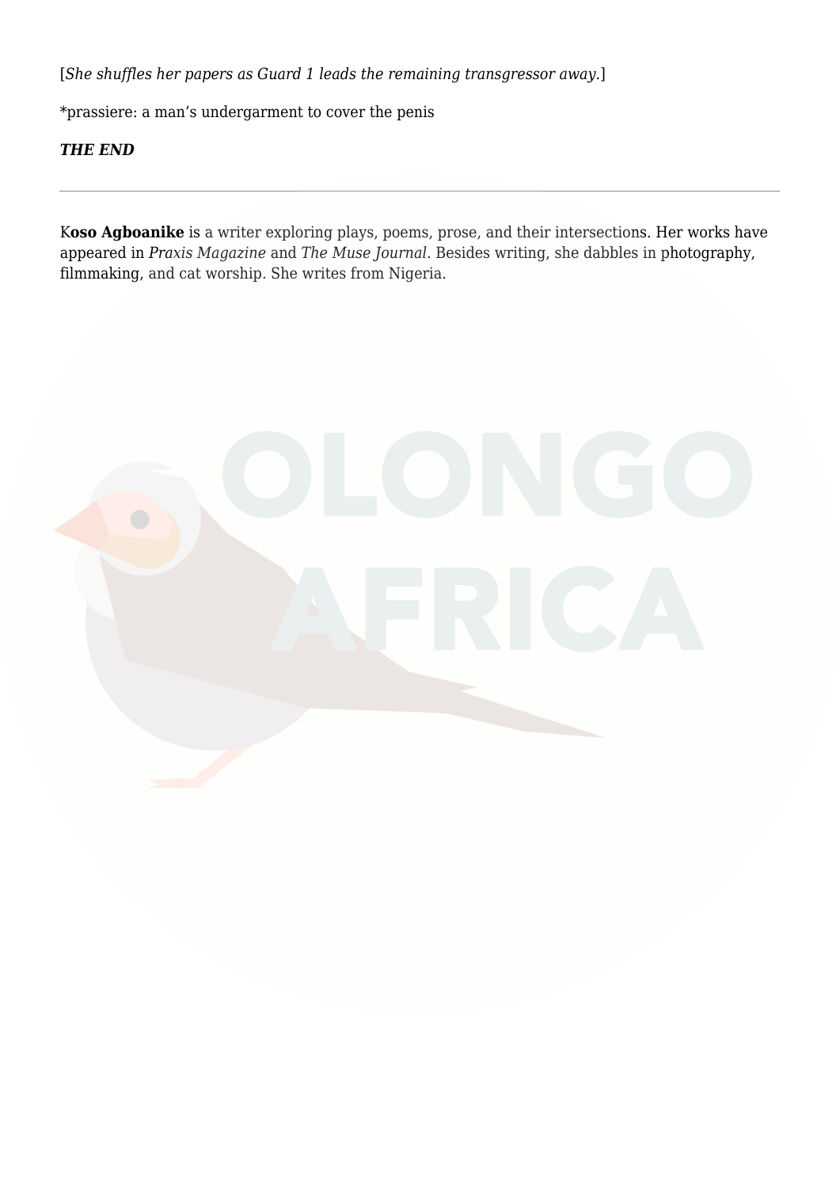[*She shuffles her papers as Guard 1 leads the remaining transgressor away.*]

*prassiere: a man's undergarment to cover the penis

***THE END***

---

K**oso Agboanike** is a writer exploring plays, poems, prose, and their intersections. Her works have appeared in *Praxis Magazine* and *The Muse Journal*. Besides writing, she dabbles in photography, filmmaking, and cat worship. She writes from Nigeria.